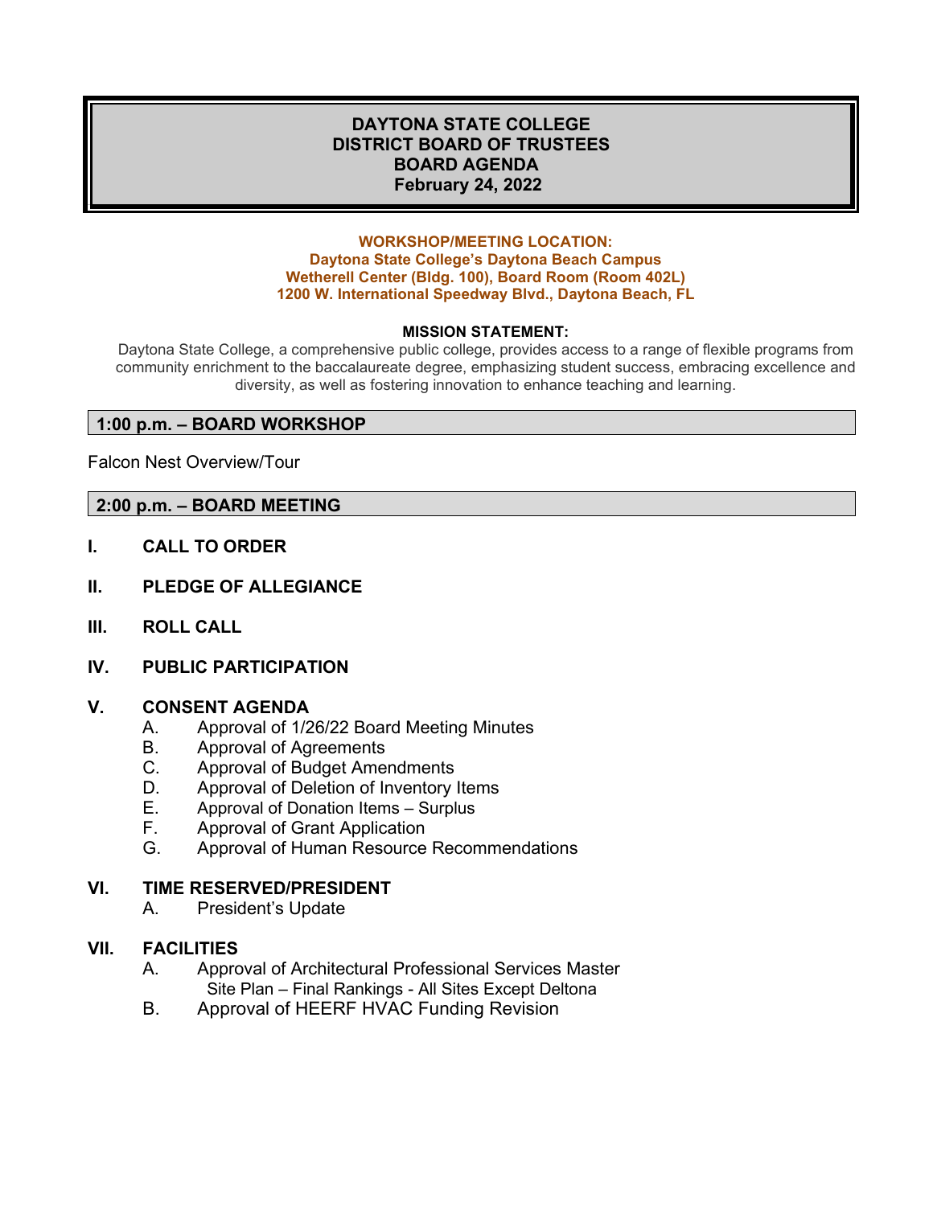# DAYTONA STATE COLLEGE
# DISTRICT BOARD OF TRUSTEES
# BOARD AGENDA
# February 24, 2022

**WORKSHOP/MEETING LOCATION:**
**Daytona State College's Daytona Beach Campus**
**Wetherell Center (Bldg. 100), Board Room (Room 402L)**
**1200 W. International Speedway Blvd., Daytona Beach, FL**

**MISSION STATEMENT:**

Daytona State College, a comprehensive public college, provides access to a range of flexible programs from community enrichment to the baccalaureate degree, emphasizing student success, embracing excellence and diversity, as well as fostering innovation to enhance teaching and learning.

## 1:00 p.m. – BOARD WORKSHOP

Falcon Nest Overview/Tour

## 2:00 p.m. – BOARD MEETING

**I. CALL TO ORDER**

**II. PLEDGE OF ALLEGIANCE**

**III. ROLL CALL**

**IV. PUBLIC PARTICIPATION**

**V. CONSENT AGENDA**

- A. Approval of 1/26/22 Board Meeting Minutes
- B. Approval of Agreements
- C. Approval of Budget Amendments
- D. Approval of Deletion of Inventory Items
- E. Approval of Donation Items – Surplus
- F. Approval of Grant Application
- G. Approval of Human Resource Recommendations

**VI. TIME RESERVED/PRESIDENT**

- A. President's Update

**VII. FACILITIES**

- A. Approval of Architectural Professional Services Master Site Plan – Final Rankings - All Sites Except Deltona
- B. Approval of HEERF HVAC Funding Revision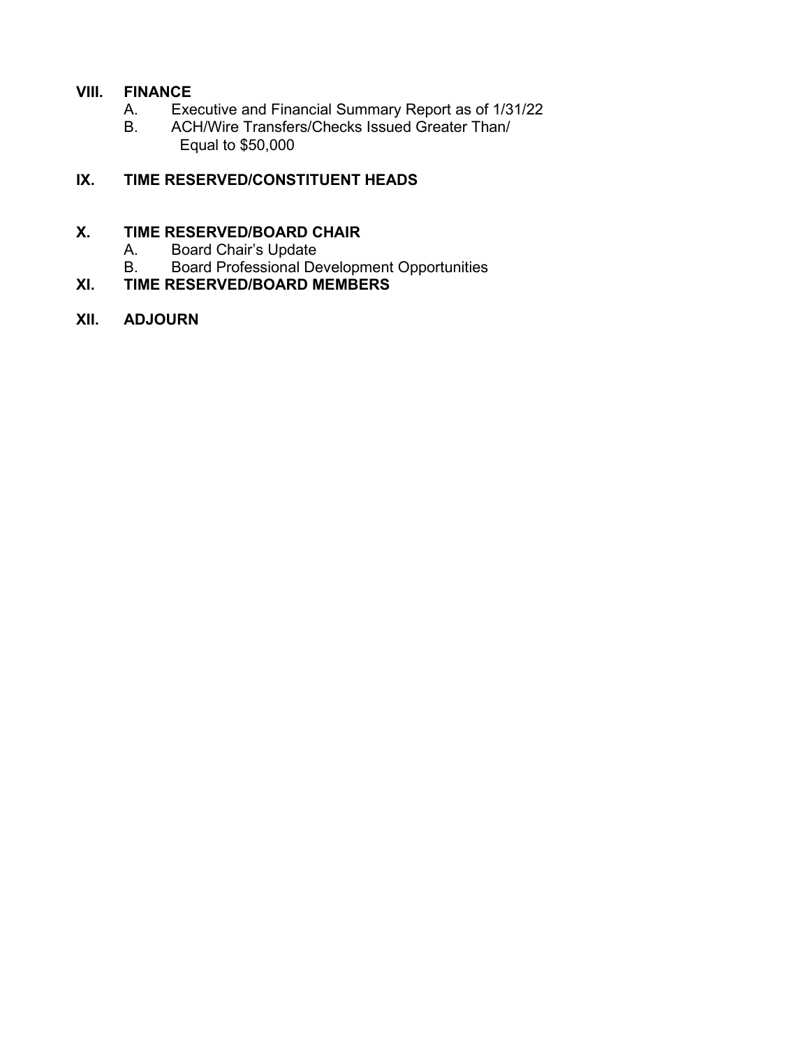**VIII. FINANCE**

A. Executive and Financial Summary Report as of 1/31/22

B. ACH/Wire Transfers/Checks Issued Greater Than/ Equal to $50,000

**IX. TIME RESERVED/CONSTITUENT HEADS**

**X. TIME RESERVED/BOARD CHAIR**

A. Board Chair's Update

B. Board Professional Development Opportunities

**XI. TIME RESERVED/BOARD MEMBERS**

**XII. ADJOURN**